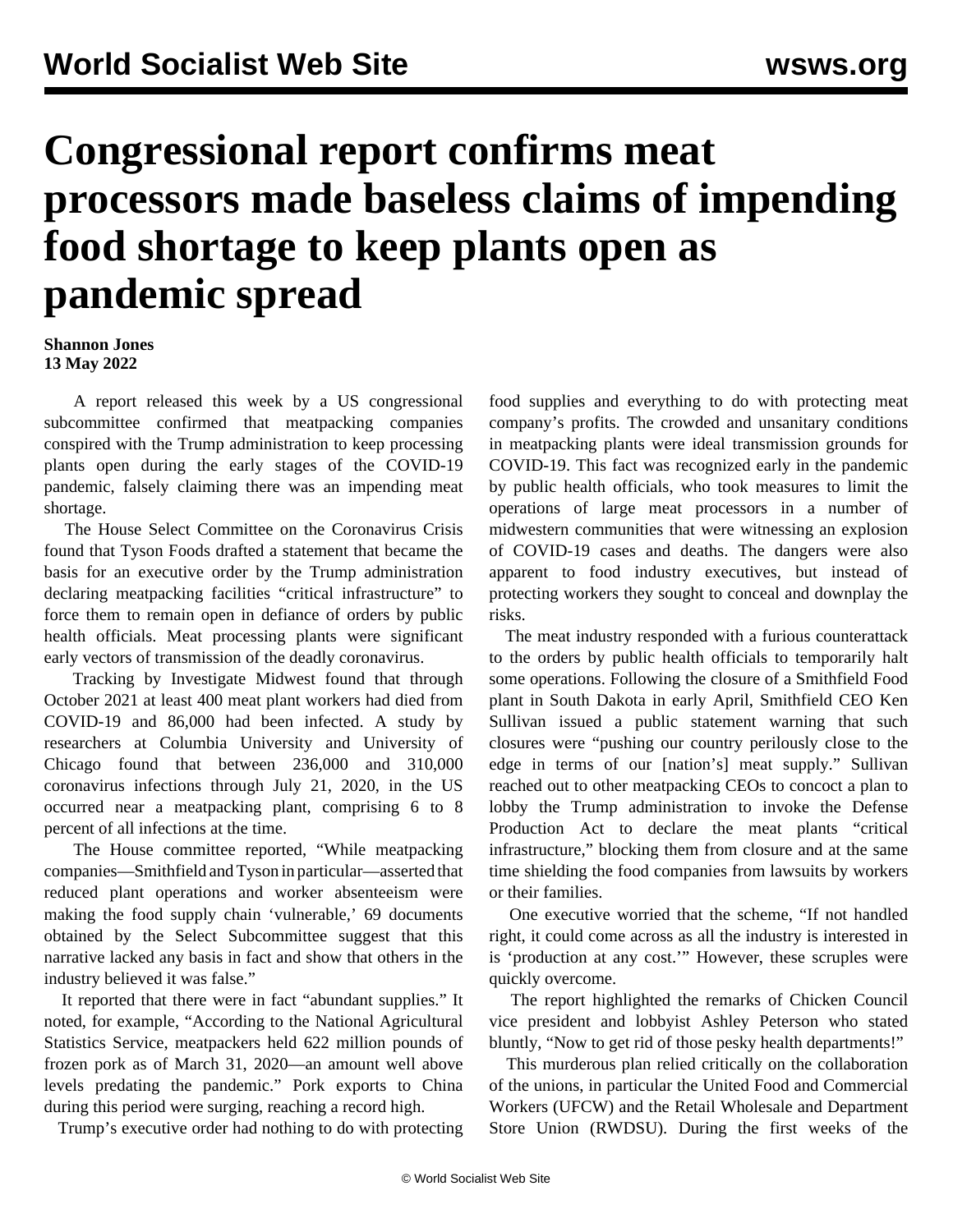# Congressional report confirms meat processors made baseless claims of impending food shortage to keep plants open as pandemic spread

**Shannon Jones**
**13 May 2022**

A report released this week by a US congressional subcommittee confirmed that meatpacking companies conspired with the Trump administration to keep processing plants open during the early stages of the COVID-19 pandemic, falsely claiming there was an impending meat shortage.

The House Select Committee on the Coronavirus Crisis found that Tyson Foods drafted a statement that became the basis for an executive order by the Trump administration declaring meatpacking facilities "critical infrastructure" to force them to remain open in defiance of orders by public health officials. Meat processing plants were significant early vectors of transmission of the deadly coronavirus.

Tracking by Investigate Midwest found that through October 2021 at least 400 meat plant workers had died from COVID-19 and 86,000 had been infected. A study by researchers at Columbia University and University of Chicago found that between 236,000 and 310,000 coronavirus infections through July 21, 2020, in the US occurred near a meatpacking plant, comprising 6 to 8 percent of all infections at the time.

The House committee reported, "While meatpacking companies—Smithfield and Tyson in particular—asserted that reduced plant operations and worker absenteeism were making the food supply chain 'vulnerable,' 69 documents obtained by the Select Subcommittee suggest that this narrative lacked any basis in fact and show that others in the industry believed it was false."

It reported that there were in fact "abundant supplies." It noted, for example, "According to the National Agricultural Statistics Service, meatpackers held 622 million pounds of frozen pork as of March 31, 2020—an amount well above levels predating the pandemic." Pork exports to China during this period were surging, reaching a record high.

Trump's executive order had nothing to do with protecting food supplies and everything to do with protecting meat company's profits. The crowded and unsanitary conditions in meatpacking plants were ideal transmission grounds for COVID-19. This fact was recognized early in the pandemic by public health officials, who took measures to limit the operations of large meat processors in a number of midwestern communities that were witnessing an explosion of COVID-19 cases and deaths. The dangers were also apparent to food industry executives, but instead of protecting workers they sought to conceal and downplay the risks.

The meat industry responded with a furious counterattack to the orders by public health officials to temporarily halt some operations. Following the closure of a Smithfield Food plant in South Dakota in early April, Smithfield CEO Ken Sullivan issued a public statement warning that such closures were "pushing our country perilously close to the edge in terms of our [nation's] meat supply." Sullivan reached out to other meatpacking CEOs to concoct a plan to lobby the Trump administration to invoke the Defense Production Act to declare the meat plants "critical infrastructure," blocking them from closure and at the same time shielding the food companies from lawsuits by workers or their families.

One executive worried that the scheme, "If not handled right, it could come across as all the industry is interested in is 'production at any cost.'" However, these scruples were quickly overcome.

The report highlighted the remarks of Chicken Council vice president and lobbyist Ashley Peterson who stated bluntly, "Now to get rid of those pesky health departments!"

This murderous plan relied critically on the collaboration of the unions, in particular the United Food and Commercial Workers (UFCW) and the Retail Wholesale and Department Store Union (RWDSU). During the first weeks of the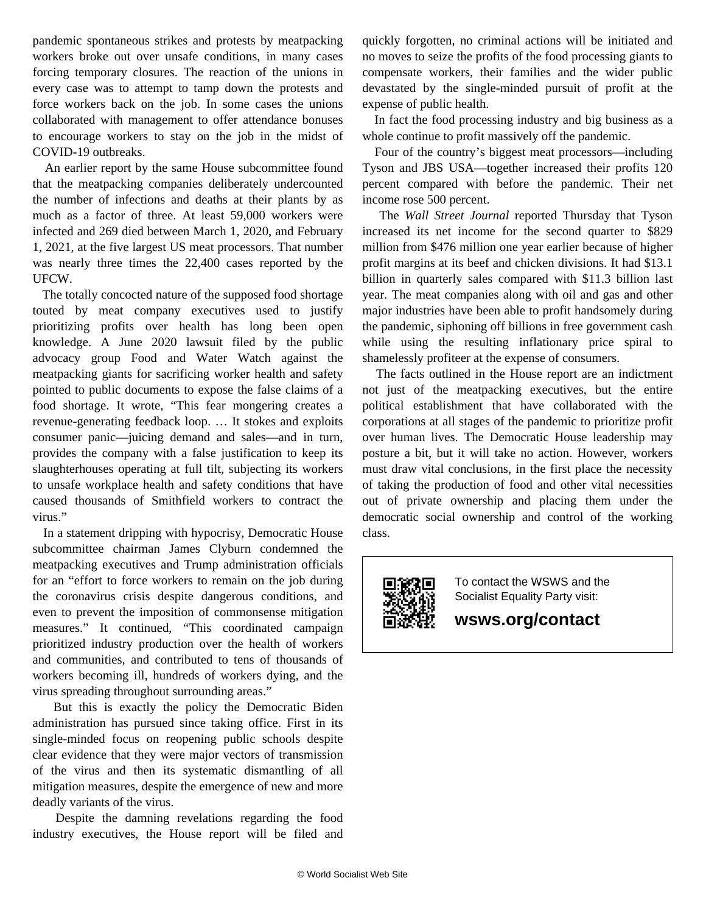pandemic spontaneous strikes and protests by meatpacking workers broke out over unsafe conditions, in many cases forcing temporary closures. The reaction of the unions in every case was to attempt to tamp down the protests and force workers back on the job. In some cases the unions collaborated with management to offer attendance bonuses to encourage workers to stay on the job in the midst of COVID-19 outbreaks.

An earlier report by the same House subcommittee found that the meatpacking companies deliberately undercounted the number of infections and deaths at their plants by as much as a factor of three. At least 59,000 workers were infected and 269 died between March 1, 2020, and February 1, 2021, at the five largest US meat processors. That number was nearly three times the 22,400 cases reported by the UFCW.

The totally concocted nature of the supposed food shortage touted by meat company executives used to justify prioritizing profits over health has long been open knowledge. A June 2020 lawsuit filed by the public advocacy group Food and Water Watch against the meatpacking giants for sacrificing worker health and safety pointed to public documents to expose the false claims of a food shortage. It wrote, "This fear mongering creates a revenue-generating feedback loop. … It stokes and exploits consumer panic—juicing demand and sales—and in turn, provides the company with a false justification to keep its slaughterhouses operating at full tilt, subjecting its workers to unsafe workplace health and safety conditions that have caused thousands of Smithfield workers to contract the virus."

In a statement dripping with hypocrisy, Democratic House subcommittee chairman James Clyburn condemned the meatpacking executives and Trump administration officials for an "effort to force workers to remain on the job during the coronavirus crisis despite dangerous conditions, and even to prevent the imposition of commonsense mitigation measures." It continued, "This coordinated campaign prioritized industry production over the health of workers and communities, and contributed to tens of thousands of workers becoming ill, hundreds of workers dying, and the virus spreading throughout surrounding areas."

But this is exactly the policy the Democratic Biden administration has pursued since taking office. First in its single-minded focus on reopening public schools despite clear evidence that they were major vectors of transmission of the virus and then its systematic dismantling of all mitigation measures, despite the emergence of new and more deadly variants of the virus.

Despite the damning revelations regarding the food industry executives, the House report will be filed and quickly forgotten, no criminal actions will be initiated and no moves to seize the profits of the food processing giants to compensate workers, their families and the wider public devastated by the single-minded pursuit of profit at the expense of public health.

In fact the food processing industry and big business as a whole continue to profit massively off the pandemic.

Four of the country's biggest meat processors—including Tyson and JBS USA—together increased their profits 120 percent compared with before the pandemic. Their net income rose 500 percent.

The *Wall Street Journal* reported Thursday that Tyson increased its net income for the second quarter to $829 million from $476 million one year earlier because of higher profit margins at its beef and chicken divisions. It had $13.1 billion in quarterly sales compared with $11.3 billion last year. The meat companies along with oil and gas and other major industries have been able to profit handsomely during the pandemic, siphoning off billions in free government cash while using the resulting inflationary price spiral to shamelessly profiteer at the expense of consumers.

The facts outlined in the House report are an indictment not just of the meatpacking executives, but the entire political establishment that have collaborated with the corporations at all stages of the pandemic to prioritize profit over human lives. The Democratic House leadership may posture a bit, but it will take no action. However, workers must draw vital conclusions, in the first place the necessity of taking the production of food and other vital necessities out of private ownership and placing them under the democratic social ownership and control of the working class.

To contact the WSWS and the Socialist Equality Party visit:

**wsws.org/contact**